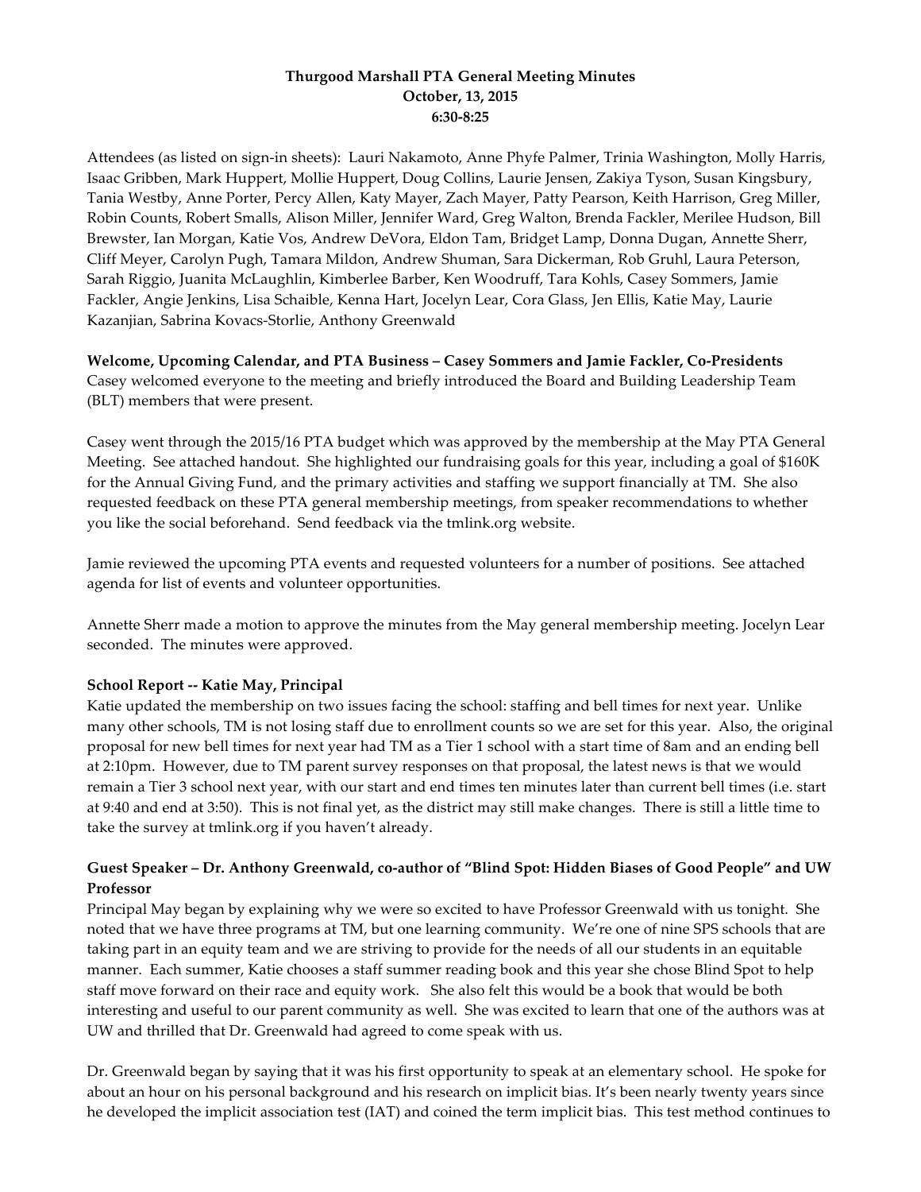**Thurgood Marshall PTA General Meeting Minutes**
**October, 13, 2015**
**6:30-8:25**

Attendees (as listed on sign-in sheets): Lauri Nakamoto, Anne Phyfe Palmer, Trinia Washington, Molly Harris, Isaac Gribben, Mark Huppert, Mollie Huppert, Doug Collins, Laurie Jensen, Zakiya Tyson, Susan Kingsbury, Tania Westby, Anne Porter, Percy Allen, Katy Mayer, Zach Mayer, Patty Pearson, Keith Harrison, Greg Miller, Robin Counts, Robert Smalls, Alison Miller, Jennifer Ward, Greg Walton, Brenda Fackler, Merilee Hudson, Bill Brewster, Ian Morgan, Katie Vos, Andrew DeVora, Eldon Tam, Bridget Lamp, Donna Dugan, Annette Sherr, Cliff Meyer, Carolyn Pugh, Tamara Mildon, Andrew Shuman, Sara Dickerman, Rob Gruhl, Laura Peterson, Sarah Riggio, Juanita McLaughlin, Kimberlee Barber, Ken Woodruff, Tara Kohls, Casey Sommers, Jamie Fackler, Angie Jenkins, Lisa Schaible, Kenna Hart, Jocelyn Lear, Cora Glass, Jen Ellis, Katie May, Laurie Kazanjian, Sabrina Kovacs-Storlie, Anthony Greenwald

**Welcome, Upcoming Calendar, and PTA Business – Casey Sommers and Jamie Fackler, Co-Presidents**
Casey welcomed everyone to the meeting and briefly introduced the Board and Building Leadership Team (BLT) members that were present.

Casey went through the 2015/16 PTA budget which was approved by the membership at the May PTA General Meeting. See attached handout. She highlighted our fundraising goals for this year, including a goal of $160K for the Annual Giving Fund, and the primary activities and staffing we support financially at TM. She also requested feedback on these PTA general membership meetings, from speaker recommendations to whether you like the social beforehand. Send feedback via the tmlink.org website.

Jamie reviewed the upcoming PTA events and requested volunteers for a number of positions. See attached agenda for list of events and volunteer opportunities.

Annette Sherr made a motion to approve the minutes from the May general membership meeting. Jocelyn Lear seconded. The minutes were approved.

**School Report -- Katie May, Principal**
Katie updated the membership on two issues facing the school: staffing and bell times for next year. Unlike many other schools, TM is not losing staff due to enrollment counts so we are set for this year. Also, the original proposal for new bell times for next year had TM as a Tier 1 school with a start time of 8am and an ending bell at 2:10pm. However, due to TM parent survey responses on that proposal, the latest news is that we would remain a Tier 3 school next year, with our start and end times ten minutes later than current bell times (i.e. start at 9:40 and end at 3:50). This is not final yet, as the district may still make changes. There is still a little time to take the survey at tmlink.org if you haven't already.

**Guest Speaker – Dr. Anthony Greenwald, co-author of "Blind Spot: Hidden Biases of Good People" and UW Professor**
Principal May began by explaining why we were so excited to have Professor Greenwald with us tonight. She noted that we have three programs at TM, but one learning community. We're one of nine SPS schools that are taking part in an equity team and we are striving to provide for the needs of all our students in an equitable manner. Each summer, Katie chooses a staff summer reading book and this year she chose Blind Spot to help staff move forward on their race and equity work. She also felt this would be a book that would be both interesting and useful to our parent community as well. She was excited to learn that one of the authors was at UW and thrilled that Dr. Greenwald had agreed to come speak with us.

Dr. Greenwald began by saying that it was his first opportunity to speak at an elementary school. He spoke for about an hour on his personal background and his research on implicit bias. It's been nearly twenty years since he developed the implicit association test (IAT) and coined the term implicit bias. This test method continues to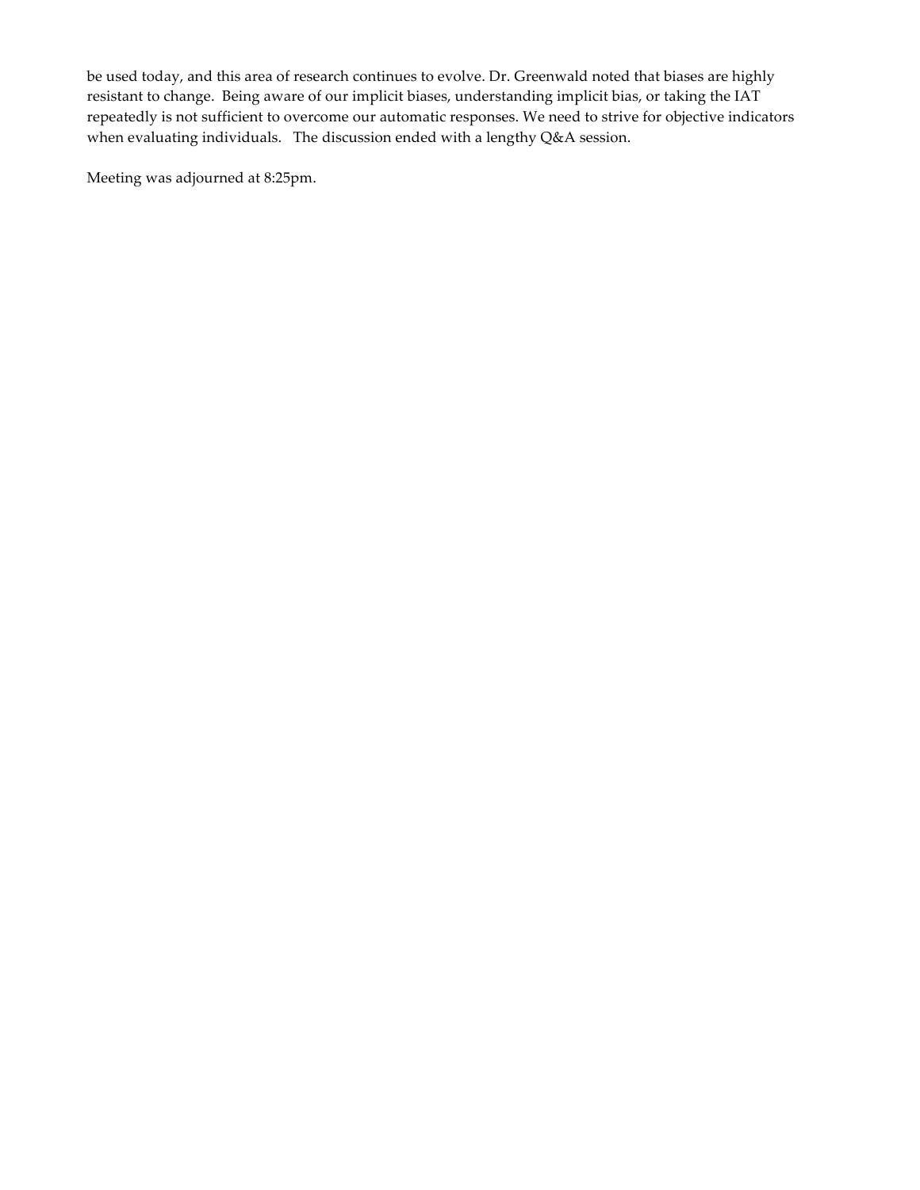be used today, and this area of research continues to evolve. Dr. Greenwald noted that biases are highly resistant to change. Being aware of our implicit biases, understanding implicit bias, or taking the IAT repeatedly is not sufficient to overcome our automatic responses. We need to strive for objective indicators when evaluating individuals. The discussion ended with a lengthy Q&A session.

Meeting was adjourned at 8:25pm.